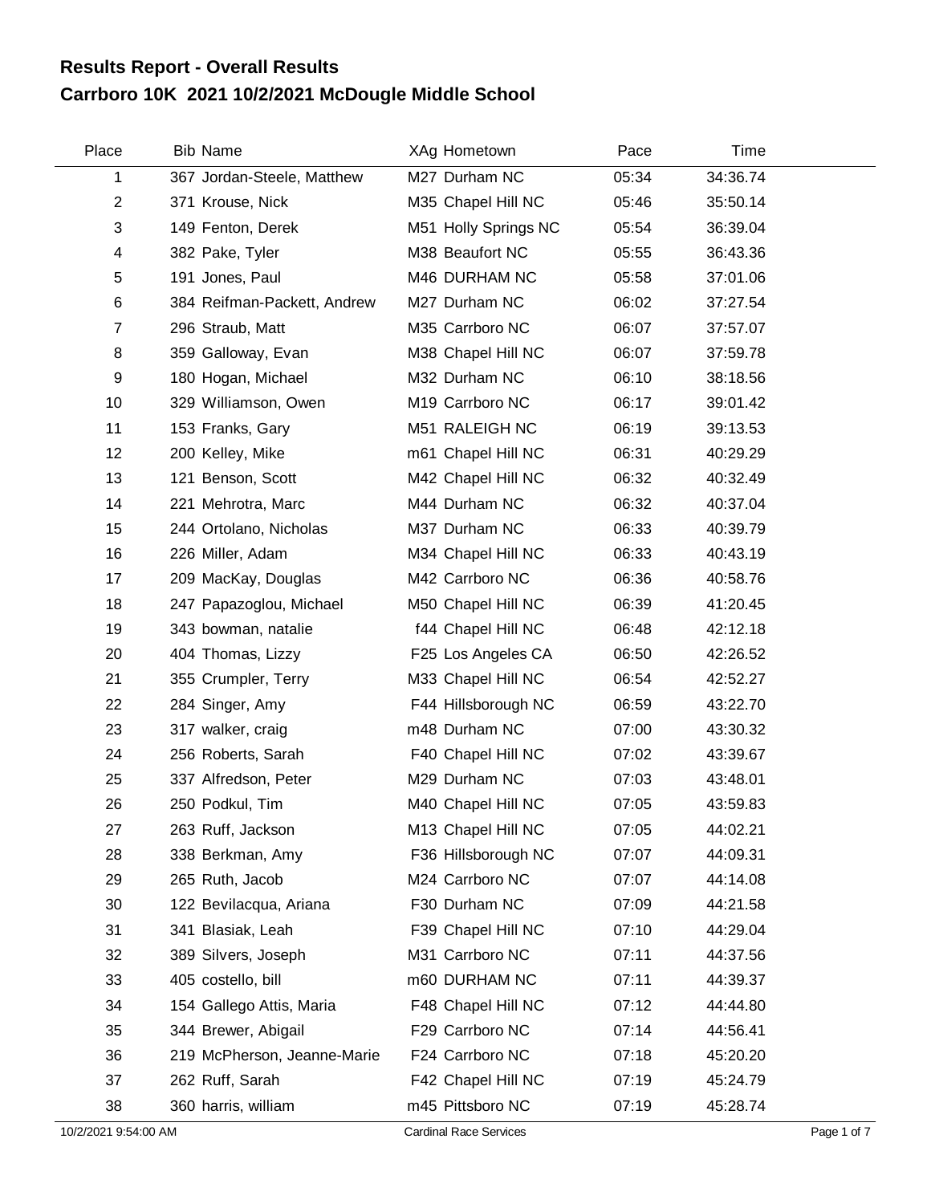# Results Report - Overall Results

## Carrboro 10K 2021 10/2/2021 McDougle Middle School

| Place | Bib | Name | XAg | Hometown | Pace | Time |
|---|---|---|---|---|---|---|
| 1 | 367 | Jordan-Steele, Matthew | M27 | Durham NC | 05:34 | 34:36.74 |
| 2 | 371 | Krouse, Nick | M35 | Chapel Hill NC | 05:46 | 35:50.14 |
| 3 | 149 | Fenton, Derek | M51 | Holly Springs NC | 05:54 | 36:39.04 |
| 4 | 382 | Pake, Tyler | M38 | Beaufort NC | 05:55 | 36:43.36 |
| 5 | 191 | Jones, Paul | M46 | DURHAM NC | 05:58 | 37:01.06 |
| 6 | 384 | Reifman-Packett, Andrew | M27 | Durham NC | 06:02 | 37:27.54 |
| 7 | 296 | Straub, Matt | M35 | Carrboro NC | 06:07 | 37:57.07 |
| 8 | 359 | Galloway, Evan | M38 | Chapel Hill NC | 06:07 | 37:59.78 |
| 9 | 180 | Hogan, Michael | M32 | Durham NC | 06:10 | 38:18.56 |
| 10 | 329 | Williamson, Owen | M19 | Carrboro NC | 06:17 | 39:01.42 |
| 11 | 153 | Franks, Gary | M51 | RALEIGH NC | 06:19 | 39:13.53 |
| 12 | 200 | Kelley, Mike | m61 | Chapel Hill NC | 06:31 | 40:29.29 |
| 13 | 121 | Benson, Scott | M42 | Chapel Hill NC | 06:32 | 40:32.49 |
| 14 | 221 | Mehrotra, Marc | M44 | Durham NC | 06:32 | 40:37.04 |
| 15 | 244 | Ortolano, Nicholas | M37 | Durham NC | 06:33 | 40:39.79 |
| 16 | 226 | Miller, Adam | M34 | Chapel Hill NC | 06:33 | 40:43.19 |
| 17 | 209 | MacKay, Douglas | M42 | Carrboro NC | 06:36 | 40:58.76 |
| 18 | 247 | Papazoglou, Michael | M50 | Chapel Hill NC | 06:39 | 41:20.45 |
| 19 | 343 | bowman, natalie | f44 | Chapel Hill NC | 06:48 | 42:12.18 |
| 20 | 404 | Thomas, Lizzy | F25 | Los Angeles CA | 06:50 | 42:26.52 |
| 21 | 355 | Crumpler, Terry | M33 | Chapel Hill NC | 06:54 | 42:52.27 |
| 22 | 284 | Singer, Amy | F44 | Hillsborough NC | 06:59 | 43:22.70 |
| 23 | 317 | walker, craig | m48 | Durham NC | 07:00 | 43:30.32 |
| 24 | 256 | Roberts, Sarah | F40 | Chapel Hill NC | 07:02 | 43:39.67 |
| 25 | 337 | Alfredson, Peter | M29 | Durham NC | 07:03 | 43:48.01 |
| 26 | 250 | Podkul, Tim | M40 | Chapel Hill NC | 07:05 | 43:59.83 |
| 27 | 263 | Ruff, Jackson | M13 | Chapel Hill NC | 07:05 | 44:02.21 |
| 28 | 338 | Berkman, Amy | F36 | Hillsborough NC | 07:07 | 44:09.31 |
| 29 | 265 | Ruth, Jacob | M24 | Carrboro NC | 07:07 | 44:14.08 |
| 30 | 122 | Bevilacqua, Ariana | F30 | Durham NC | 07:09 | 44:21.58 |
| 31 | 341 | Blasiak, Leah | F39 | Chapel Hill NC | 07:10 | 44:29.04 |
| 32 | 389 | Silvers, Joseph | M31 | Carrboro NC | 07:11 | 44:37.56 |
| 33 | 405 | costello, bill | m60 | DURHAM NC | 07:11 | 44:39.37 |
| 34 | 154 | Gallego Attis, Maria | F48 | Chapel Hill NC | 07:12 | 44:44.80 |
| 35 | 344 | Brewer, Abigail | F29 | Carrboro NC | 07:14 | 44:56.41 |
| 36 | 219 | McPherson, Jeanne-Marie | F24 | Carrboro NC | 07:18 | 45:20.20 |
| 37 | 262 | Ruff, Sarah | F42 | Chapel Hill NC | 07:19 | 45:24.79 |
| 38 | 360 | harris, william | m45 | Pittsboro NC | 07:19 | 45:28.74 |

10/2/2021 9:54:00 AM Cardinal Race Services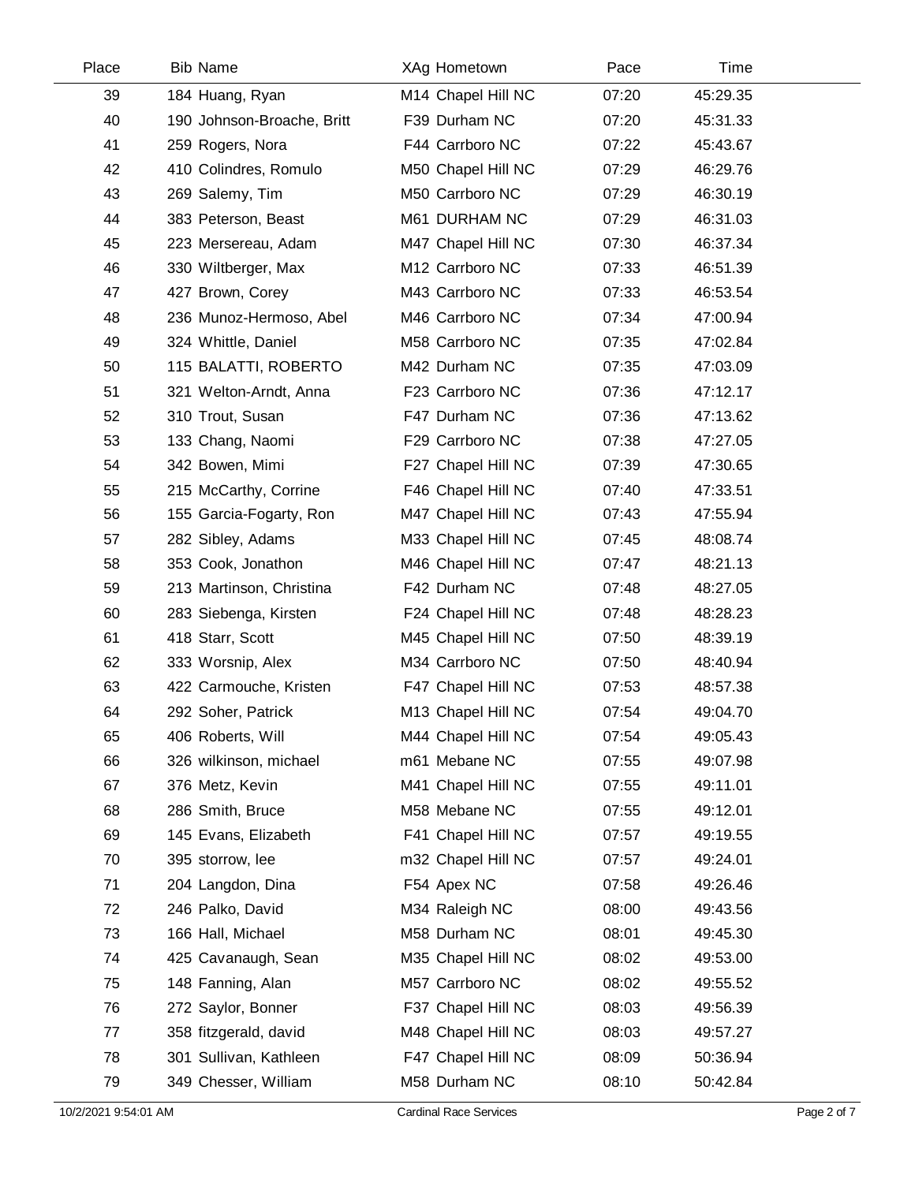| Place | Bib | Name | XAg | Hometown | Pace | Time |
|---|---|---|---|---|---|---|
| 39 | 184 | Huang, Ryan | M14 | Chapel Hill NC | 07:20 | 45:29.35 |
| 40 | 190 | Johnson-Broache, Britt | F39 | Durham NC | 07:20 | 45:31.33 |
| 41 | 259 | Rogers, Nora | F44 | Carrboro NC | 07:22 | 45:43.67 |
| 42 | 410 | Colindres, Romulo | M50 | Chapel Hill NC | 07:29 | 46:29.76 |
| 43 | 269 | Salemy, Tim | M50 | Carrboro NC | 07:29 | 46:30.19 |
| 44 | 383 | Peterson, Beast | M61 | DURHAM NC | 07:29 | 46:31.03 |
| 45 | 223 | Mersereau, Adam | M47 | Chapel Hill NC | 07:30 | 46:37.34 |
| 46 | 330 | Wiltberger, Max | M12 | Carrboro NC | 07:33 | 46:51.39 |
| 47 | 427 | Brown, Corey | M43 | Carrboro NC | 07:33 | 46:53.54 |
| 48 | 236 | Munoz-Hermoso, Abel | M46 | Carrboro NC | 07:34 | 47:00.94 |
| 49 | 324 | Whittle, Daniel | M58 | Carrboro NC | 07:35 | 47:02.84 |
| 50 | 115 | BALATTI, ROBERTO | M42 | Durham NC | 07:35 | 47:03.09 |
| 51 | 321 | Welton-Arndt, Anna | F23 | Carrboro NC | 07:36 | 47:12.17 |
| 52 | 310 | Trout, Susan | F47 | Durham NC | 07:36 | 47:13.62 |
| 53 | 133 | Chang, Naomi | F29 | Carrboro NC | 07:38 | 47:27.05 |
| 54 | 342 | Bowen, Mimi | F27 | Chapel Hill NC | 07:39 | 47:30.65 |
| 55 | 215 | McCarthy, Corrine | F46 | Chapel Hill NC | 07:40 | 47:33.51 |
| 56 | 155 | Garcia-Fogarty, Ron | M47 | Chapel Hill NC | 07:43 | 47:55.94 |
| 57 | 282 | Sibley, Adams | M33 | Chapel Hill NC | 07:45 | 48:08.74 |
| 58 | 353 | Cook, Jonathon | M46 | Chapel Hill NC | 07:47 | 48:21.13 |
| 59 | 213 | Martinson, Christina | F42 | Durham NC | 07:48 | 48:27.05 |
| 60 | 283 | Siebenga, Kirsten | F24 | Chapel Hill NC | 07:48 | 48:28.23 |
| 61 | 418 | Starr, Scott | M45 | Chapel Hill NC | 07:50 | 48:39.19 |
| 62 | 333 | Worsnip, Alex | M34 | Carrboro NC | 07:50 | 48:40.94 |
| 63 | 422 | Carmouche, Kristen | F47 | Chapel Hill NC | 07:53 | 48:57.38 |
| 64 | 292 | Soher, Patrick | M13 | Chapel Hill NC | 07:54 | 49:04.70 |
| 65 | 406 | Roberts, Will | M44 | Chapel Hill NC | 07:54 | 49:05.43 |
| 66 | 326 | wilkinson, michael | m61 | Mebane NC | 07:55 | 49:07.98 |
| 67 | 376 | Metz, Kevin | M41 | Chapel Hill NC | 07:55 | 49:11.01 |
| 68 | 286 | Smith, Bruce | M58 | Mebane NC | 07:55 | 49:12.01 |
| 69 | 145 | Evans, Elizabeth | F41 | Chapel Hill NC | 07:57 | 49:19.55 |
| 70 | 395 | storrow, lee | m32 | Chapel Hill NC | 07:57 | 49:24.01 |
| 71 | 204 | Langdon, Dina | F54 | Apex NC | 07:58 | 49:26.46 |
| 72 | 246 | Palko, David | M34 | Raleigh NC | 08:00 | 49:43.56 |
| 73 | 166 | Hall, Michael | M58 | Durham NC | 08:01 | 49:45.30 |
| 74 | 425 | Cavanaugh, Sean | M35 | Chapel Hill NC | 08:02 | 49:53.00 |
| 75 | 148 | Fanning, Alan | M57 | Carrboro NC | 08:02 | 49:55.52 |
| 76 | 272 | Saylor, Bonner | F37 | Chapel Hill NC | 08:03 | 49:56.39 |
| 77 | 358 | fitzgerald, david | M48 | Chapel Hill NC | 08:03 | 49:57.27 |
| 78 | 301 | Sullivan, Kathleen | F47 | Chapel Hill NC | 08:09 | 50:36.94 |
| 79 | 349 | Chesser, William | M58 | Durham NC | 08:10 | 50:42.84 |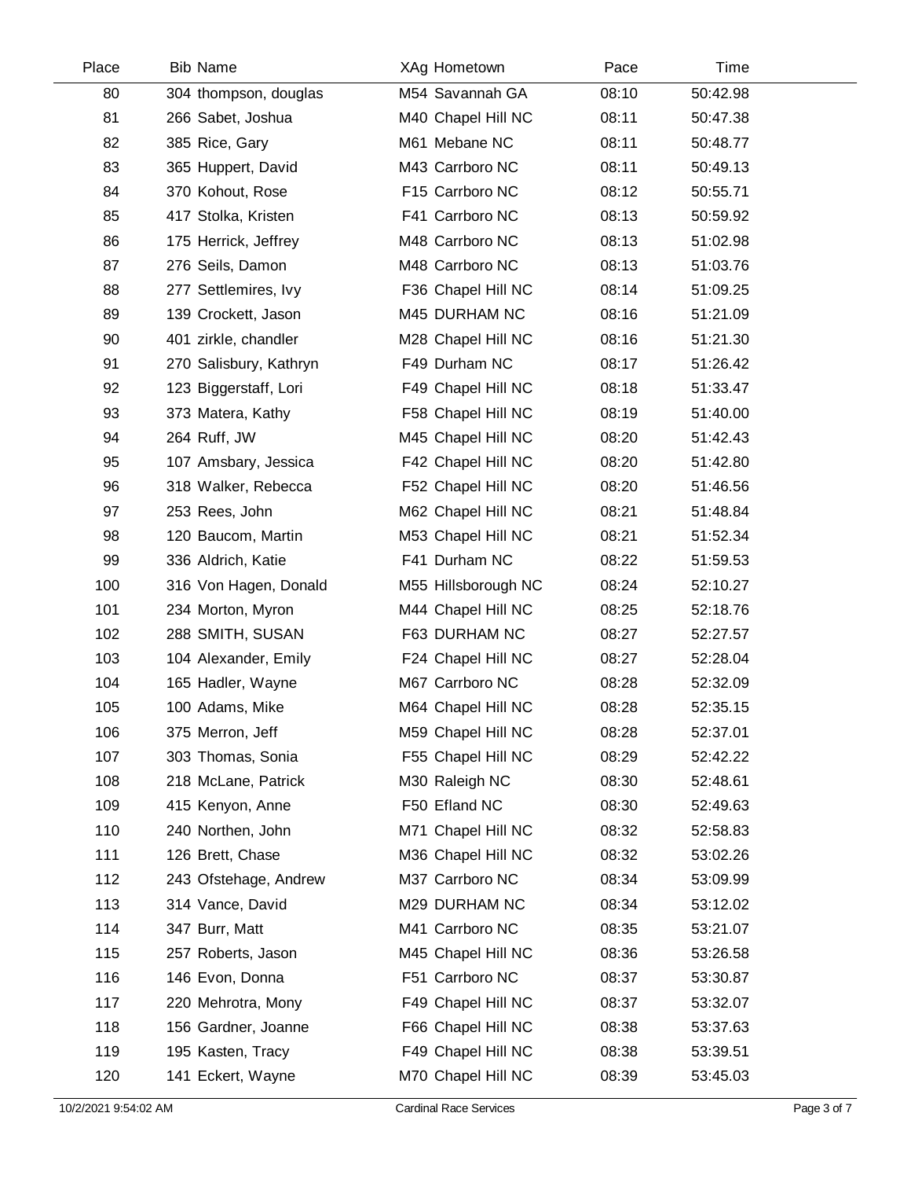| Place | Bib | Name | XAg | Hometown | Pace | Time |
|---|---|---|---|---|---|---|
| 80 | 304 | thompson, douglas | M54 | Savannah GA | 08:10 | 50:42.98 |
| 81 | 266 | Sabet, Joshua | M40 | Chapel Hill NC | 08:11 | 50:47.38 |
| 82 | 385 | Rice, Gary | M61 | Mebane NC | 08:11 | 50:48.77 |
| 83 | 365 | Huppert, David | M43 | Carrboro NC | 08:11 | 50:49.13 |
| 84 | 370 | Kohout, Rose | F15 | Carrboro NC | 08:12 | 50:55.71 |
| 85 | 417 | Stolka, Kristen | F41 | Carrboro NC | 08:13 | 50:59.92 |
| 86 | 175 | Herrick, Jeffrey | M48 | Carrboro NC | 08:13 | 51:02.98 |
| 87 | 276 | Seils, Damon | M48 | Carrboro NC | 08:13 | 51:03.76 |
| 88 | 277 | Settlemires, Ivy | F36 | Chapel Hill NC | 08:14 | 51:09.25 |
| 89 | 139 | Crockett, Jason | M45 | DURHAM NC | 08:16 | 51:21.09 |
| 90 | 401 | zirkle, chandler | M28 | Chapel Hill NC | 08:16 | 51:21.30 |
| 91 | 270 | Salisbury, Kathryn | F49 | Durham NC | 08:17 | 51:26.42 |
| 92 | 123 | Biggerstaff, Lori | F49 | Chapel Hill NC | 08:18 | 51:33.47 |
| 93 | 373 | Matera, Kathy | F58 | Chapel Hill NC | 08:19 | 51:40.00 |
| 94 | 264 | Ruff, JW | M45 | Chapel Hill NC | 08:20 | 51:42.43 |
| 95 | 107 | Amsbary, Jessica | F42 | Chapel Hill NC | 08:20 | 51:42.80 |
| 96 | 318 | Walker, Rebecca | F52 | Chapel Hill NC | 08:20 | 51:46.56 |
| 97 | 253 | Rees, John | M62 | Chapel Hill NC | 08:21 | 51:48.84 |
| 98 | 120 | Baucom, Martin | M53 | Chapel Hill NC | 08:21 | 51:52.34 |
| 99 | 336 | Aldrich, Katie | F41 | Durham NC | 08:22 | 51:59.53 |
| 100 | 316 | Von Hagen, Donald | M55 | Hillsborough NC | 08:24 | 52:10.27 |
| 101 | 234 | Morton, Myron | M44 | Chapel Hill NC | 08:25 | 52:18.76 |
| 102 | 288 | SMITH, SUSAN | F63 | DURHAM NC | 08:27 | 52:27.57 |
| 103 | 104 | Alexander, Emily | F24 | Chapel Hill NC | 08:27 | 52:28.04 |
| 104 | 165 | Hadler, Wayne | M67 | Carrboro NC | 08:28 | 52:32.09 |
| 105 | 100 | Adams, Mike | M64 | Chapel Hill NC | 08:28 | 52:35.15 |
| 106 | 375 | Merron, Jeff | M59 | Chapel Hill NC | 08:28 | 52:37.01 |
| 107 | 303 | Thomas, Sonia | F55 | Chapel Hill NC | 08:29 | 52:42.22 |
| 108 | 218 | McLane, Patrick | M30 | Raleigh NC | 08:30 | 52:48.61 |
| 109 | 415 | Kenyon, Anne | F50 | Efland NC | 08:30 | 52:49.63 |
| 110 | 240 | Northen, John | M71 | Chapel Hill NC | 08:32 | 52:58.83 |
| 111 | 126 | Brett, Chase | M36 | Chapel Hill NC | 08:32 | 53:02.26 |
| 112 | 243 | Ofstehage, Andrew | M37 | Carrboro NC | 08:34 | 53:09.99 |
| 113 | 314 | Vance, David | M29 | DURHAM NC | 08:34 | 53:12.02 |
| 114 | 347 | Burr, Matt | M41 | Carrboro NC | 08:35 | 53:21.07 |
| 115 | 257 | Roberts, Jason | M45 | Chapel Hill NC | 08:36 | 53:26.58 |
| 116 | 146 | Evon, Donna | F51 | Carrboro NC | 08:37 | 53:30.87 |
| 117 | 220 | Mehrotra, Mony | F49 | Chapel Hill NC | 08:37 | 53:32.07 |
| 118 | 156 | Gardner, Joanne | F66 | Chapel Hill NC | 08:38 | 53:37.63 |
| 119 | 195 | Kasten, Tracy | F49 | Chapel Hill NC | 08:38 | 53:39.51 |
| 120 | 141 | Eckert, Wayne | M70 | Chapel Hill NC | 08:39 | 53:45.03 |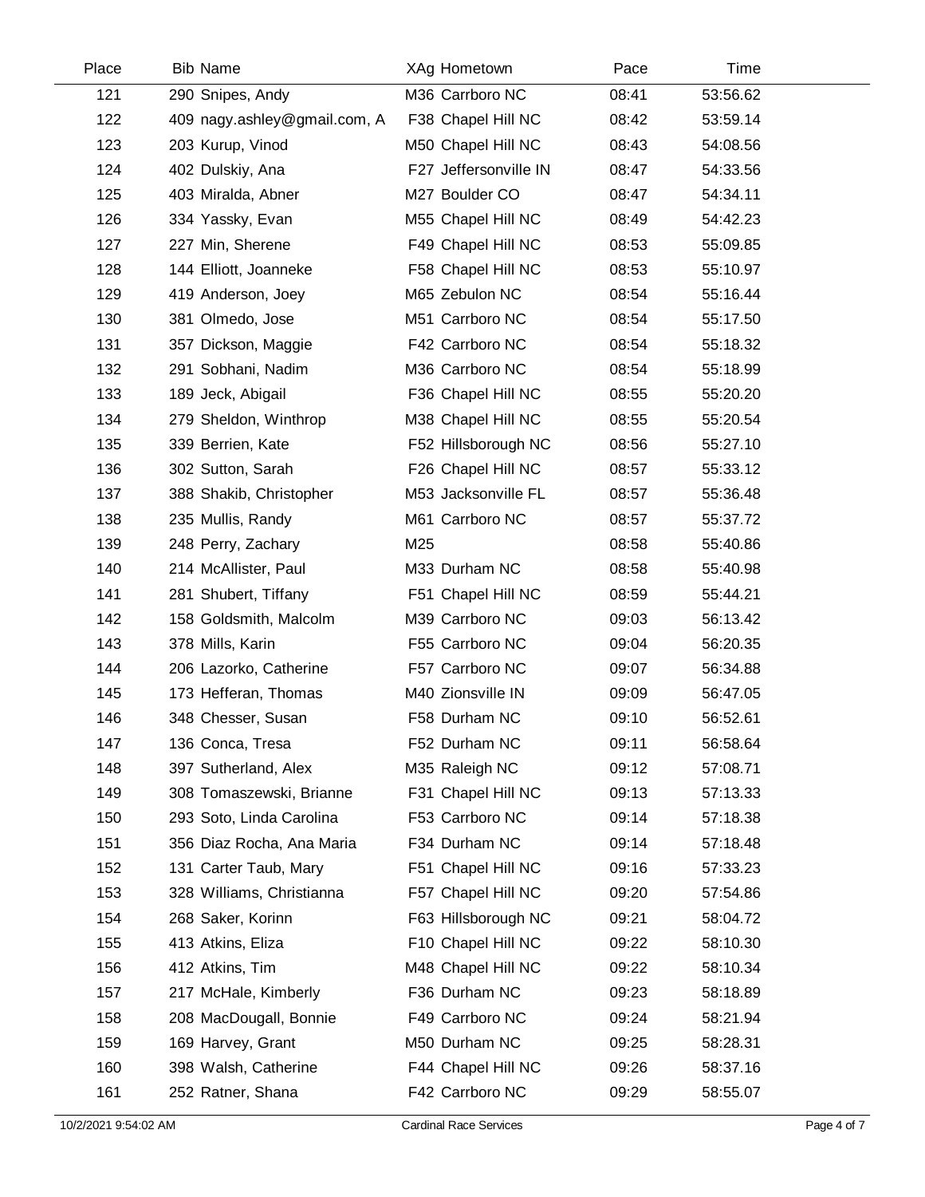| Place | Bib | Name | XAg | Hometown | Pace | Time |
|---|---|---|---|---|---|---|
| 121 | 290 | Snipes, Andy | M36 | Carrboro NC | 08:41 | 53:56.62 |
| 122 | 409 | nagy.ashley@gmail.com, A | F38 | Chapel Hill NC | 08:42 | 53:59.14 |
| 123 | 203 | Kurup, Vinod | M50 | Chapel Hill NC | 08:43 | 54:08.56 |
| 124 | 402 | Dulskiy, Ana | F27 | Jeffersonville IN | 08:47 | 54:33.56 |
| 125 | 403 | Miralda, Abner | M27 | Boulder CO | 08:47 | 54:34.11 |
| 126 | 334 | Yassky, Evan | M55 | Chapel Hill NC | 08:49 | 54:42.23 |
| 127 | 227 | Min, Sherene | F49 | Chapel Hill NC | 08:53 | 55:09.85 |
| 128 | 144 | Elliott, Joanneke | F58 | Chapel Hill NC | 08:53 | 55:10.97 |
| 129 | 419 | Anderson, Joey | M65 | Zebulon NC | 08:54 | 55:16.44 |
| 130 | 381 | Olmedo, Jose | M51 | Carrboro NC | 08:54 | 55:17.50 |
| 131 | 357 | Dickson, Maggie | F42 | Carrboro NC | 08:54 | 55:18.32 |
| 132 | 291 | Sobhani, Nadim | M36 | Carrboro NC | 08:54 | 55:18.99 |
| 133 | 189 | Jeck, Abigail | F36 | Chapel Hill NC | 08:55 | 55:20.20 |
| 134 | 279 | Sheldon, Winthrop | M38 | Chapel Hill NC | 08:55 | 55:20.54 |
| 135 | 339 | Berrien, Kate | F52 | Hillsborough NC | 08:56 | 55:27.10 |
| 136 | 302 | Sutton, Sarah | F26 | Chapel Hill NC | 08:57 | 55:33.12 |
| 137 | 388 | Shakib, Christopher | M53 | Jacksonville FL | 08:57 | 55:36.48 |
| 138 | 235 | Mullis, Randy | M61 | Carrboro NC | 08:57 | 55:37.72 |
| 139 | 248 | Perry, Zachary | M25 | | 08:58 | 55:40.86 |
| 140 | 214 | McAllister, Paul | M33 | Durham NC | 08:58 | 55:40.98 |
| 141 | 281 | Shubert, Tiffany | F51 | Chapel Hill NC | 08:59 | 55:44.21 |
| 142 | 158 | Goldsmith, Malcolm | M39 | Carrboro NC | 09:03 | 56:13.42 |
| 143 | 378 | Mills, Karin | F55 | Carrboro NC | 09:04 | 56:20.35 |
| 144 | 206 | Lazorko, Catherine | F57 | Carrboro NC | 09:07 | 56:34.88 |
| 145 | 173 | Hefferan, Thomas | M40 | Zionsville IN | 09:09 | 56:47.05 |
| 146 | 348 | Chesser, Susan | F58 | Durham NC | 09:10 | 56:52.61 |
| 147 | 136 | Conca, Tresa | F52 | Durham NC | 09:11 | 56:58.64 |
| 148 | 397 | Sutherland, Alex | M35 | Raleigh NC | 09:12 | 57:08.71 |
| 149 | 308 | Tomaszewski, Brianne | F31 | Chapel Hill NC | 09:13 | 57:13.33 |
| 150 | 293 | Soto, Linda Carolina | F53 | Carrboro NC | 09:14 | 57:18.38 |
| 151 | 356 | Diaz Rocha, Ana Maria | F34 | Durham NC | 09:14 | 57:18.48 |
| 152 | 131 | Carter Taub, Mary | F51 | Chapel Hill NC | 09:16 | 57:33.23 |
| 153 | 328 | Williams, Christianna | F57 | Chapel Hill NC | 09:20 | 57:54.86 |
| 154 | 268 | Saker, Korinn | F63 | Hillsborough NC | 09:21 | 58:04.72 |
| 155 | 413 | Atkins, Eliza | F10 | Chapel Hill NC | 09:22 | 58:10.30 |
| 156 | 412 | Atkins, Tim | M48 | Chapel Hill NC | 09:22 | 58:10.34 |
| 157 | 217 | McHale, Kimberly | F36 | Durham NC | 09:23 | 58:18.89 |
| 158 | 208 | MacDougall, Bonnie | F49 | Carrboro NC | 09:24 | 58:21.94 |
| 159 | 169 | Harvey, Grant | M50 | Durham NC | 09:25 | 58:28.31 |
| 160 | 398 | Walsh, Catherine | F44 | Chapel Hill NC | 09:26 | 58:37.16 |
| 161 | 252 | Ratner, Shana | F42 | Carrboro NC | 09:29 | 58:55.07 |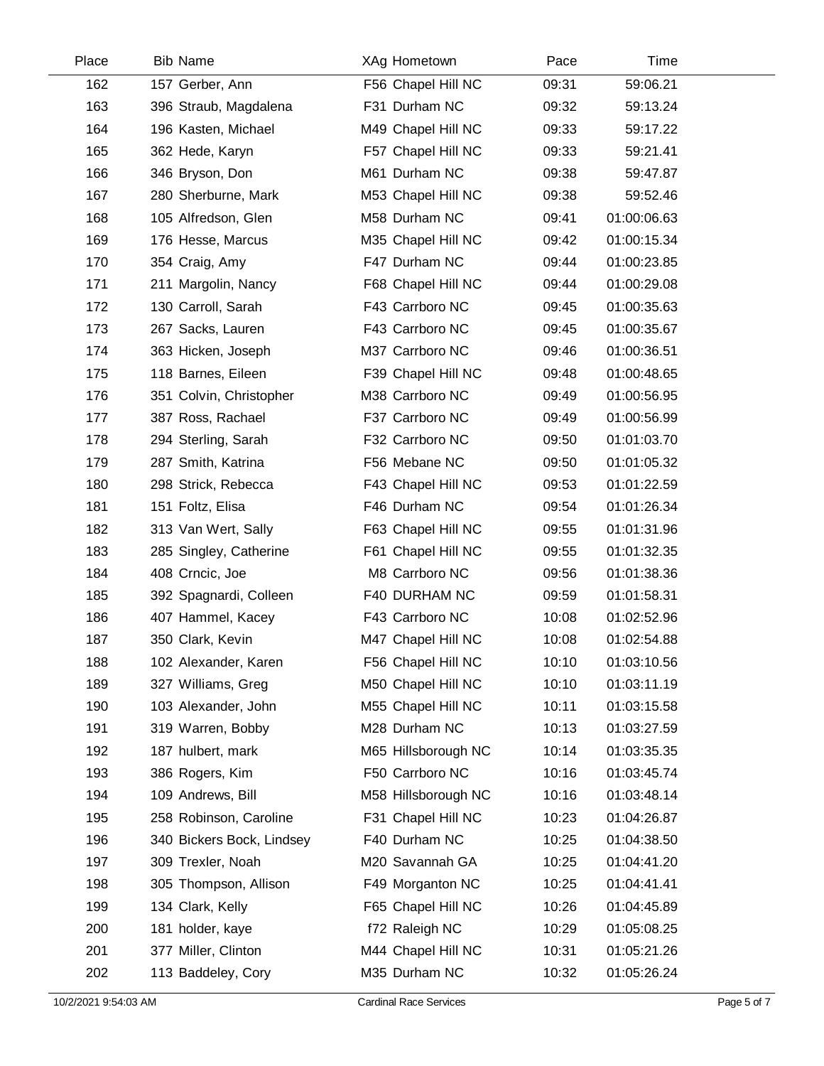| Place | Bib | Name | XAg | Hometown | Pace | Time |
|---|---|---|---|---|---|---|
| 162 | 157 | Gerber, Ann | F56 | Chapel Hill NC | 09:31 | 59:06.21 |
| 163 | 396 | Straub, Magdalena | F31 | Durham NC | 09:32 | 59:13.24 |
| 164 | 196 | Kasten, Michael | M49 | Chapel Hill NC | 09:33 | 59:17.22 |
| 165 | 362 | Hede, Karyn | F57 | Chapel Hill NC | 09:33 | 59:21.41 |
| 166 | 346 | Bryson, Don | M61 | Durham NC | 09:38 | 59:47.87 |
| 167 | 280 | Sherburne, Mark | M53 | Chapel Hill NC | 09:38 | 59:52.46 |
| 168 | 105 | Alfredson, Glen | M58 | Durham NC | 09:41 | 01:00:06.63 |
| 169 | 176 | Hesse, Marcus | M35 | Chapel Hill NC | 09:42 | 01:00:15.34 |
| 170 | 354 | Craig, Amy | F47 | Durham NC | 09:44 | 01:00:23.85 |
| 171 | 211 | Margolin, Nancy | F68 | Chapel Hill NC | 09:44 | 01:00:29.08 |
| 172 | 130 | Carroll, Sarah | F43 | Carrboro NC | 09:45 | 01:00:35.63 |
| 173 | 267 | Sacks, Lauren | F43 | Carrboro NC | 09:45 | 01:00:35.67 |
| 174 | 363 | Hicken, Joseph | M37 | Carrboro NC | 09:46 | 01:00:36.51 |
| 175 | 118 | Barnes, Eileen | F39 | Chapel Hill NC | 09:48 | 01:00:48.65 |
| 176 | 351 | Colvin, Christopher | M38 | Carrboro NC | 09:49 | 01:00:56.95 |
| 177 | 387 | Ross, Rachael | F37 | Carrboro NC | 09:49 | 01:00:56.99 |
| 178 | 294 | Sterling, Sarah | F32 | Carrboro NC | 09:50 | 01:01:03.70 |
| 179 | 287 | Smith, Katrina | F56 | Mebane NC | 09:50 | 01:01:05.32 |
| 180 | 298 | Strick, Rebecca | F43 | Chapel Hill NC | 09:53 | 01:01:22.59 |
| 181 | 151 | Foltz, Elisa | F46 | Durham NC | 09:54 | 01:01:26.34 |
| 182 | 313 | Van Wert, Sally | F63 | Chapel Hill NC | 09:55 | 01:01:31.96 |
| 183 | 285 | Singley, Catherine | F61 | Chapel Hill NC | 09:55 | 01:01:32.35 |
| 184 | 408 | Crncic, Joe | M8 | Carrboro NC | 09:56 | 01:01:38.36 |
| 185 | 392 | Spagnardi, Colleen | F40 | DURHAM NC | 09:59 | 01:01:58.31 |
| 186 | 407 | Hammel, Kacey | F43 | Carrboro NC | 10:08 | 01:02:52.96 |
| 187 | 350 | Clark, Kevin | M47 | Chapel Hill NC | 10:08 | 01:02:54.88 |
| 188 | 102 | Alexander, Karen | F56 | Chapel Hill NC | 10:10 | 01:03:10.56 |
| 189 | 327 | Williams, Greg | M50 | Chapel Hill NC | 10:10 | 01:03:11.19 |
| 190 | 103 | Alexander, John | M55 | Chapel Hill NC | 10:11 | 01:03:15.58 |
| 191 | 319 | Warren, Bobby | M28 | Durham NC | 10:13 | 01:03:27.59 |
| 192 | 187 | hulbert, mark | M65 | Hillsborough NC | 10:14 | 01:03:35.35 |
| 193 | 386 | Rogers, Kim | F50 | Carrboro NC | 10:16 | 01:03:45.74 |
| 194 | 109 | Andrews, Bill | M58 | Hillsborough NC | 10:16 | 01:03:48.14 |
| 195 | 258 | Robinson, Caroline | F31 | Chapel Hill NC | 10:23 | 01:04:26.87 |
| 196 | 340 | Bickers Bock, Lindsey | F40 | Durham NC | 10:25 | 01:04:38.50 |
| 197 | 309 | Trexler, Noah | M20 | Savannah GA | 10:25 | 01:04:41.20 |
| 198 | 305 | Thompson, Allison | F49 | Morganton NC | 10:25 | 01:04:41.41 |
| 199 | 134 | Clark, Kelly | F65 | Chapel Hill NC | 10:26 | 01:04:45.89 |
| 200 | 181 | holder, kaye | f72 | Raleigh NC | 10:29 | 01:05:08.25 |
| 201 | 377 | Miller, Clinton | M44 | Chapel Hill NC | 10:31 | 01:05:21.26 |
| 202 | 113 | Baddeley, Cory | M35 | Durham NC | 10:32 | 01:05:26.24 |

10/2/2021 9:54:03 AM — Cardinal Race Services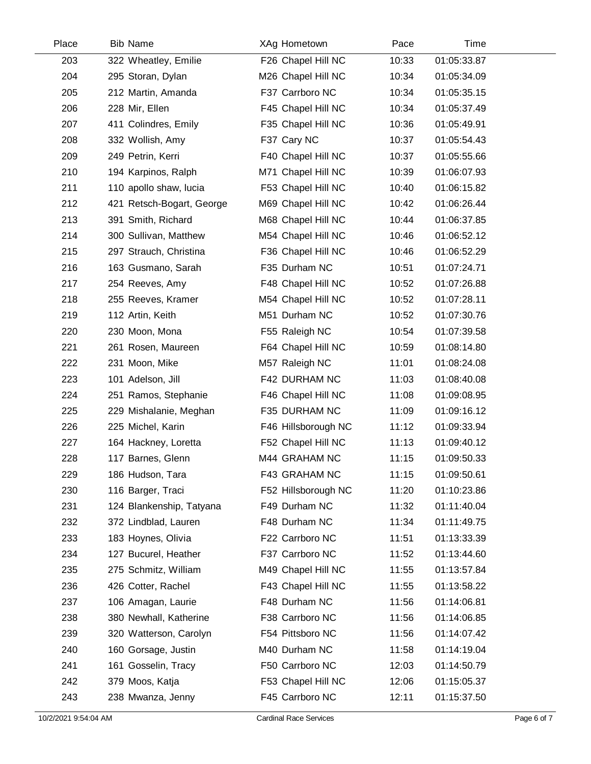| Place | Bib | Name | XAg | Hometown | Pace | Time |
|---|---|---|---|---|---|---|
| 203 | 322 | Wheatley, Emilie | F26 | Chapel Hill NC | 10:33 | 01:05:33.87 |
| 204 | 295 | Storan, Dylan | M26 | Chapel Hill NC | 10:34 | 01:05:34.09 |
| 205 | 212 | Martin, Amanda | F37 | Carrboro NC | 10:34 | 01:05:35.15 |
| 206 | 228 | Mir, Ellen | F45 | Chapel Hill NC | 10:34 | 01:05:37.49 |
| 207 | 411 | Colindres, Emily | F35 | Chapel Hill NC | 10:36 | 01:05:49.91 |
| 208 | 332 | Wollish, Amy | F37 | Cary NC | 10:37 | 01:05:54.43 |
| 209 | 249 | Petrin, Kerri | F40 | Chapel Hill NC | 10:37 | 01:05:55.66 |
| 210 | 194 | Karpinos, Ralph | M71 | Chapel Hill NC | 10:39 | 01:06:07.93 |
| 211 | 110 | apollo shaw, lucia | F53 | Chapel Hill NC | 10:40 | 01:06:15.82 |
| 212 | 421 | Retsch-Bogart, George | M69 | Chapel Hill NC | 10:42 | 01:06:26.44 |
| 213 | 391 | Smith, Richard | M68 | Chapel Hill NC | 10:44 | 01:06:37.85 |
| 214 | 300 | Sullivan, Matthew | M54 | Chapel Hill NC | 10:46 | 01:06:52.12 |
| 215 | 297 | Strauch, Christina | F36 | Chapel Hill NC | 10:46 | 01:06:52.29 |
| 216 | 163 | Gusmano, Sarah | F35 | Durham NC | 10:51 | 01:07:24.71 |
| 217 | 254 | Reeves, Amy | F48 | Chapel Hill NC | 10:52 | 01:07:26.88 |
| 218 | 255 | Reeves, Kramer | M54 | Chapel Hill NC | 10:52 | 01:07:28.11 |
| 219 | 112 | Artin, Keith | M51 | Durham NC | 10:52 | 01:07:30.76 |
| 220 | 230 | Moon, Mona | F55 | Raleigh NC | 10:54 | 01:07:39.58 |
| 221 | 261 | Rosen, Maureen | F64 | Chapel Hill NC | 10:59 | 01:08:14.80 |
| 222 | 231 | Moon, Mike | M57 | Raleigh NC | 11:01 | 01:08:24.08 |
| 223 | 101 | Adelson, Jill | F42 | DURHAM NC | 11:03 | 01:08:40.08 |
| 224 | 251 | Ramos, Stephanie | F46 | Chapel Hill NC | 11:08 | 01:09:08.95 |
| 225 | 229 | Mishalanie, Meghan | F35 | DURHAM NC | 11:09 | 01:09:16.12 |
| 226 | 225 | Michel, Karin | F46 | Hillsborough NC | 11:12 | 01:09:33.94 |
| 227 | 164 | Hackney, Loretta | F52 | Chapel Hill NC | 11:13 | 01:09:40.12 |
| 228 | 117 | Barnes, Glenn | M44 | GRAHAM NC | 11:15 | 01:09:50.33 |
| 229 | 186 | Hudson, Tara | F43 | GRAHAM NC | 11:15 | 01:09:50.61 |
| 230 | 116 | Barger, Traci | F52 | Hillsborough NC | 11:20 | 01:10:23.86 |
| 231 | 124 | Blankenship, Tatyana | F49 | Durham NC | 11:32 | 01:11:40.04 |
| 232 | 372 | Lindblad, Lauren | F48 | Durham NC | 11:34 | 01:11:49.75 |
| 233 | 183 | Hoynes, Olivia | F22 | Carrboro NC | 11:51 | 01:13:33.39 |
| 234 | 127 | Bucurel, Heather | F37 | Carrboro NC | 11:52 | 01:13:44.60 |
| 235 | 275 | Schmitz, William | M49 | Chapel Hill NC | 11:55 | 01:13:57.84 |
| 236 | 426 | Cotter, Rachel | F43 | Chapel Hill NC | 11:55 | 01:13:58.22 |
| 237 | 106 | Amagan, Laurie | F48 | Durham NC | 11:56 | 01:14:06.81 |
| 238 | 380 | Newhall, Katherine | F38 | Carrboro NC | 11:56 | 01:14:06.85 |
| 239 | 320 | Watterson, Carolyn | F54 | Pittsboro NC | 11:56 | 01:14:07.42 |
| 240 | 160 | Gorsage, Justin | M40 | Durham NC | 11:58 | 01:14:19.04 |
| 241 | 161 | Gosselin, Tracy | F50 | Carrboro NC | 12:03 | 01:14:50.79 |
| 242 | 379 | Moos, Katja | F53 | Chapel Hill NC | 12:06 | 01:15:05.37 |
| 243 | 238 | Mwanza, Jenny | F45 | Carrboro NC | 12:11 | 01:15:37.50 |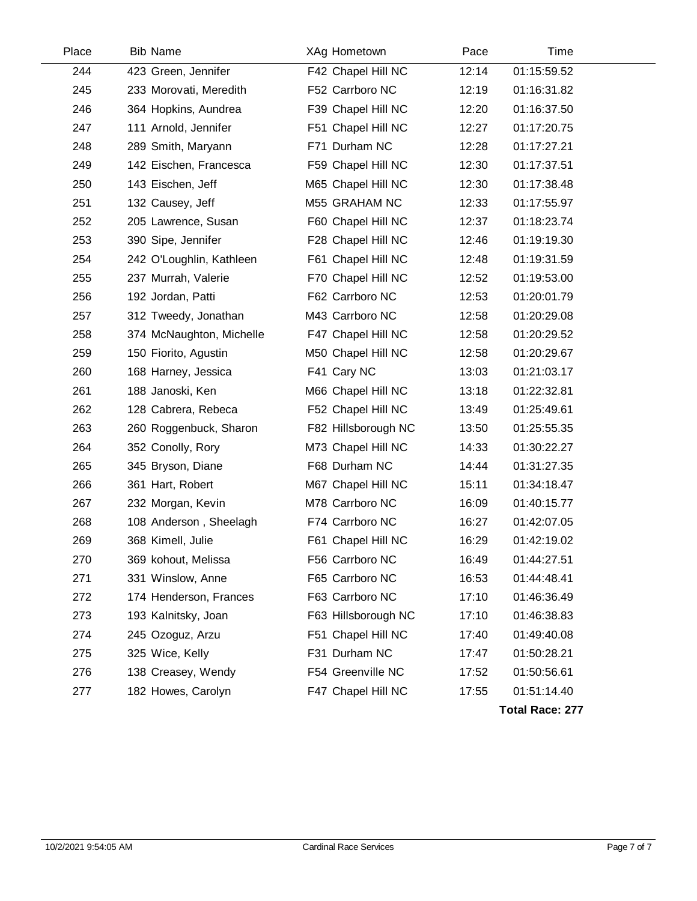| Place | Bib | Name | XAg | Hometown | Pace | Time |
|---|---|---|---|---|---|---|
| 244 | 423 | Green, Jennifer | F42 | Chapel Hill NC | 12:14 | 01:15:59.52 |
| 245 | 233 | Morovati, Meredith | F52 | Carrboro NC | 12:19 | 01:16:31.82 |
| 246 | 364 | Hopkins, Aundrea | F39 | Chapel Hill NC | 12:20 | 01:16:37.50 |
| 247 | 111 | Arnold, Jennifer | F51 | Chapel Hill NC | 12:27 | 01:17:20.75 |
| 248 | 289 | Smith, Maryann | F71 | Durham NC | 12:28 | 01:17:27.21 |
| 249 | 142 | Eischen, Francesca | F59 | Chapel Hill NC | 12:30 | 01:17:37.51 |
| 250 | 143 | Eischen, Jeff | M65 | Chapel Hill NC | 12:30 | 01:17:38.48 |
| 251 | 132 | Causey, Jeff | M55 | GRAHAM NC | 12:33 | 01:17:55.97 |
| 252 | 205 | Lawrence, Susan | F60 | Chapel Hill NC | 12:37 | 01:18:23.74 |
| 253 | 390 | Sipe, Jennifer | F28 | Chapel Hill NC | 12:46 | 01:19:19.30 |
| 254 | 242 | O'Loughlin, Kathleen | F61 | Chapel Hill NC | 12:48 | 01:19:31.59 |
| 255 | 237 | Murrah, Valerie | F70 | Chapel Hill NC | 12:52 | 01:19:53.00 |
| 256 | 192 | Jordan, Patti | F62 | Carrboro NC | 12:53 | 01:20:01.79 |
| 257 | 312 | Tweedy, Jonathan | M43 | Carrboro NC | 12:58 | 01:20:29.08 |
| 258 | 374 | McNaughton, Michelle | F47 | Chapel Hill NC | 12:58 | 01:20:29.52 |
| 259 | 150 | Fiorito, Agustin | M50 | Chapel Hill NC | 12:58 | 01:20:29.67 |
| 260 | 168 | Harney, Jessica | F41 | Cary NC | 13:03 | 01:21:03.17 |
| 261 | 188 | Janoski, Ken | M66 | Chapel Hill NC | 13:18 | 01:22:32.81 |
| 262 | 128 | Cabrera, Rebeca | F52 | Chapel Hill NC | 13:49 | 01:25:49.61 |
| 263 | 260 | Roggenbuck, Sharon | F82 | Hillsborough NC | 13:50 | 01:25:55.35 |
| 264 | 352 | Conolly, Rory | M73 | Chapel Hill NC | 14:33 | 01:30:22.27 |
| 265 | 345 | Bryson, Diane | F68 | Durham NC | 14:44 | 01:31:27.35 |
| 266 | 361 | Hart, Robert | M67 | Chapel Hill NC | 15:11 | 01:34:18.47 |
| 267 | 232 | Morgan, Kevin | M78 | Carrboro NC | 16:09 | 01:40:15.77 |
| 268 | 108 | Anderson , Sheelagh | F74 | Carrboro NC | 16:27 | 01:42:07.05 |
| 269 | 368 | Kimell, Julie | F61 | Chapel Hill NC | 16:29 | 01:42:19.02 |
| 270 | 369 | kohout, Melissa | F56 | Carrboro NC | 16:49 | 01:44:27.51 |
| 271 | 331 | Winslow, Anne | F65 | Carrboro NC | 16:53 | 01:44:48.41 |
| 272 | 174 | Henderson, Frances | F63 | Carrboro NC | 17:10 | 01:46:36.49 |
| 273 | 193 | Kalnitsky, Joan | F63 | Hillsborough NC | 17:10 | 01:46:38.83 |
| 274 | 245 | Ozoguz, Arzu | F51 | Chapel Hill NC | 17:40 | 01:49:40.08 |
| 275 | 325 | Wice, Kelly | F31 | Durham NC | 17:47 | 01:50:28.21 |
| 276 | 138 | Creasey, Wendy | F54 | Greenville NC | 17:52 | 01:50:56.61 |
| 277 | 182 | Howes, Carolyn | F47 | Chapel Hill NC | 17:55 | 01:51:14.40 |

**Total Race: 277**

10/2/2021 9:54:05 AM Cardinal Race Services